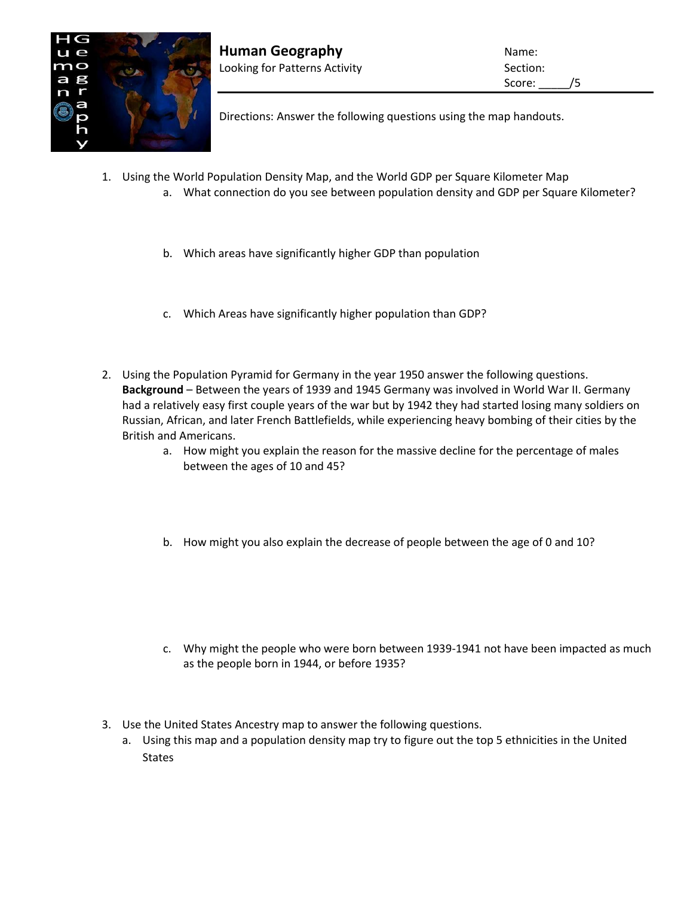# Human Geography

Looking for Patterns Activity

Name:
Section:
Score: _____/5

Directions: Answer the following questions using the map handouts.

1. Using the World Population Density Map, and the World GDP per Square Kilometer Map
   a. What connection do you see between population density and GDP per Square Kilometer?

   b. Which areas have significantly higher GDP than population

   c. Which Areas have significantly higher population than GDP?

2. Using the Population Pyramid for Germany in the year 1950 answer the following questions.
   **Background** – Between the years of 1939 and 1945 Germany was involved in World War II. Germany had a relatively easy first couple years of the war but by 1942 they had started losing many soldiers on Russian, African, and later French Battlefields, while experiencing heavy bombing of their cities by the British and Americans.
   a. How might you explain the reason for the massive decline for the percentage of males between the ages of 10 and 45?

   b. How might you also explain the decrease of people between the age of 0 and 10?

   c. Why might the people who were born between 1939-1941 not have been impacted as much as the people born in 1944, or before 1935?

3. Use the United States Ancestry map to answer the following questions.
   a. Using this map and a population density map try to figure out the top 5 ethnicities in the United States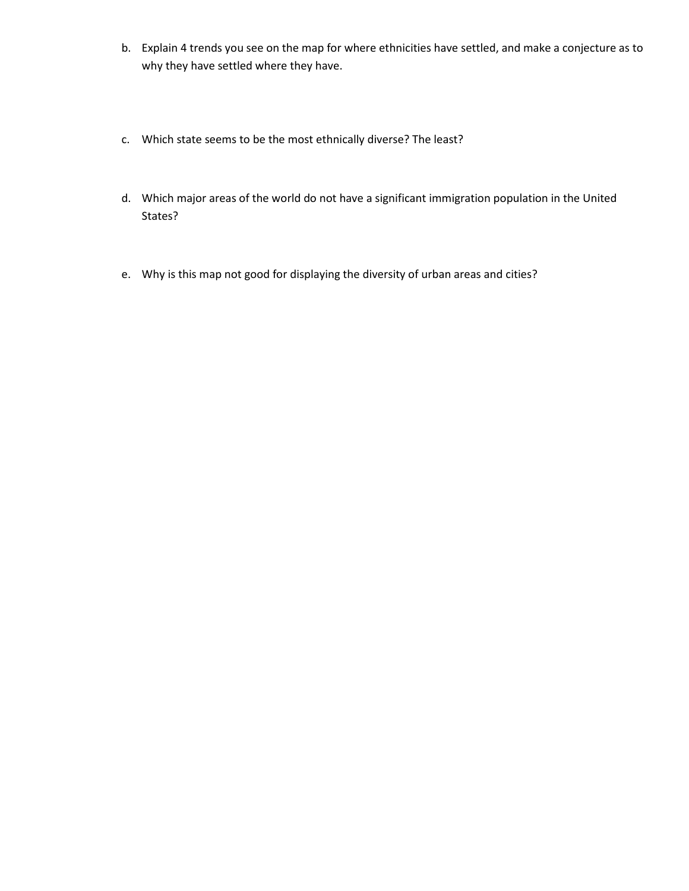b. Explain 4 trends you see on the map for where ethnicities have settled, and make a conjecture as to why they have settled where they have.

c. Which state seems to be the most ethnically diverse? The least?

d. Which major areas of the world do not have a significant immigration population in the United States?

e. Why is this map not good for displaying the diversity of urban areas and cities?